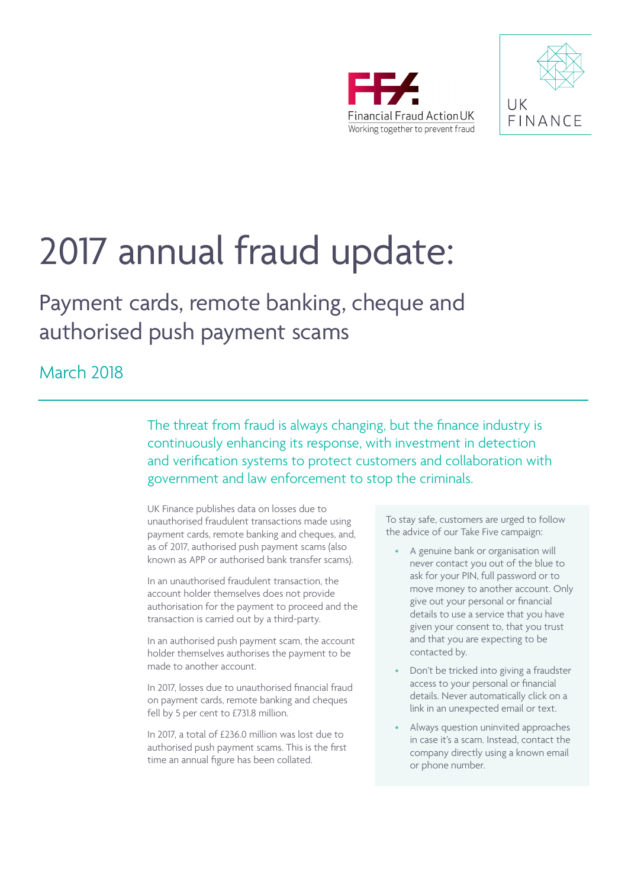Financial Fraud Action UK
Working together to prevent fraud

UK FINANCE

# 2017 annual fraud update:

## Payment cards, remote banking, cheque and authorised push payment scams

### March 2018

The threat from fraud is always changing, but the finance industry is continuously enhancing its response, with investment in detection and verification systems to protect customers and collaboration with government and law enforcement to stop the criminals.

UK Finance publishes data on losses due to unauthorised fraudulent transactions made using payment cards, remote banking and cheques, and, as of 2017, authorised push payment scams (also known as APP or authorised bank transfer scams).

In an unauthorised fraudulent transaction, the account holder themselves does not provide authorisation for the payment to proceed and the transaction is carried out by a third-party.

In an authorised push payment scam, the account holder themselves authorises the payment to be made to another account.

In 2017, losses due to unauthorised financial fraud on payment cards, remote banking and cheques fell by 5 per cent to £731.8 million.

In 2017, a total of £236.0 million was lost due to authorised push payment scams. This is the first time an annual figure has been collated.

To stay safe, customers are urged to follow the advice of our Take Five campaign:

- A genuine bank or organisation will never contact you out of the blue to ask for your PIN, full password or to move money to another account. Only give out your personal or financial details to use a service that you have given your consent to, that you trust and that you are expecting to be contacted by.
- Don't be tricked into giving a fraudster access to your personal or financial details. Never automatically click on a link in an unexpected email or text.
- Always question uninvited approaches in case it's a scam. Instead, contact the company directly using a known email or phone number.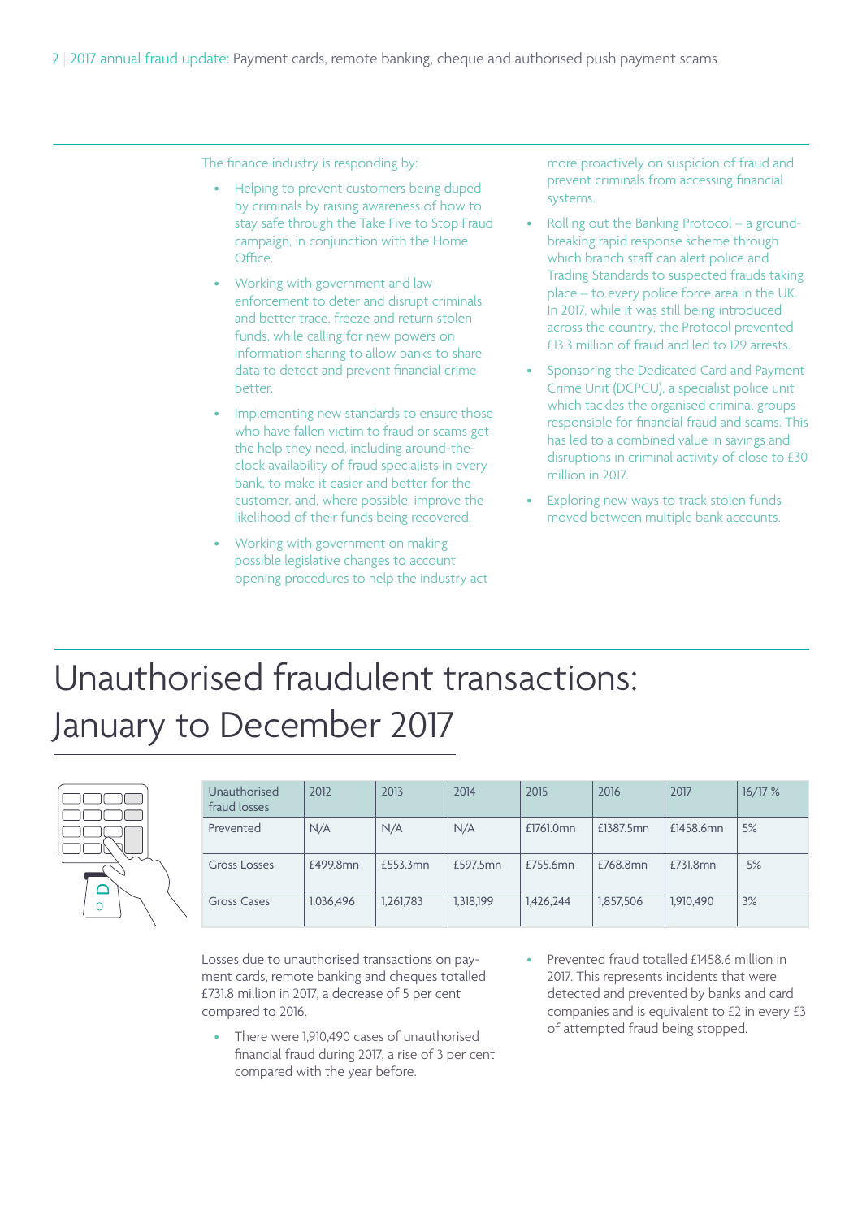The finance industry is responding by:

- Helping to prevent customers being duped by criminals by raising awareness of how to stay safe through the Take Five to Stop Fraud campaign, in conjunction with the Home Office.
- Working with government and law enforcement to deter and disrupt criminals and better trace, freeze and return stolen funds, while calling for new powers on information sharing to allow banks to share data to detect and prevent financial crime better.
- Implementing new standards to ensure those who have fallen victim to fraud or scams get the help they need, including around-the-clock availability of fraud specialists in every bank, to make it easier and better for the customer, and, where possible, improve the likelihood of their funds being recovered.
- Working with government on making possible legislative changes to account opening procedures to help the industry act more proactively on suspicion of fraud and prevent criminals from accessing financial systems.
- Rolling out the Banking Protocol – a ground-breaking rapid response scheme through which branch staff can alert police and Trading Standards to suspected frauds taking place – to every police force area in the UK. In 2017, while it was still being introduced across the country, the Protocol prevented £13.3 million of fraud and led to 129 arrests.
- Sponsoring the Dedicated Card and Payment Crime Unit (DCPCU), a specialist police unit which tackles the organised criminal groups responsible for financial fraud and scams. This has led to a combined value in savings and disruptions in criminal activity of close to £30 million in 2017.
- Exploring new ways to track stolen funds moved between multiple bank accounts.

# Unauthorised fraudulent transactions: January to December 2017

| Unauthorised fraud losses | 2012 | 2013 | 2014 | 2015 | 2016 | 2017 | 16/17 % |
|---|---|---|---|---|---|---|---|
| Prevented | N/A | N/A | N/A | £1761.0mn | £1387.5mn | £1458.6mn | 5% |
| Gross Losses | £499.8mn | £553.3mn | £597.5mn | £755.6mn | £768.8mn | £731.8mn | -5% |
| Gross Cases | 1,036,496 | 1,261,783 | 1,318,199 | 1,426,244 | 1,857,506 | 1,910,490 | 3% |

Losses due to unauthorised transactions on payment cards, remote banking and cheques totalled £731.8 million in 2017, a decrease of 5 per cent compared to 2016.

- There were 1,910,490 cases of unauthorised financial fraud during 2017, a rise of 3 per cent compared with the year before.
- Prevented fraud totalled £1458.6 million in 2017. This represents incidents that were detected and prevented by banks and card companies and is equivalent to £2 in every £3 of attempted fraud being stopped.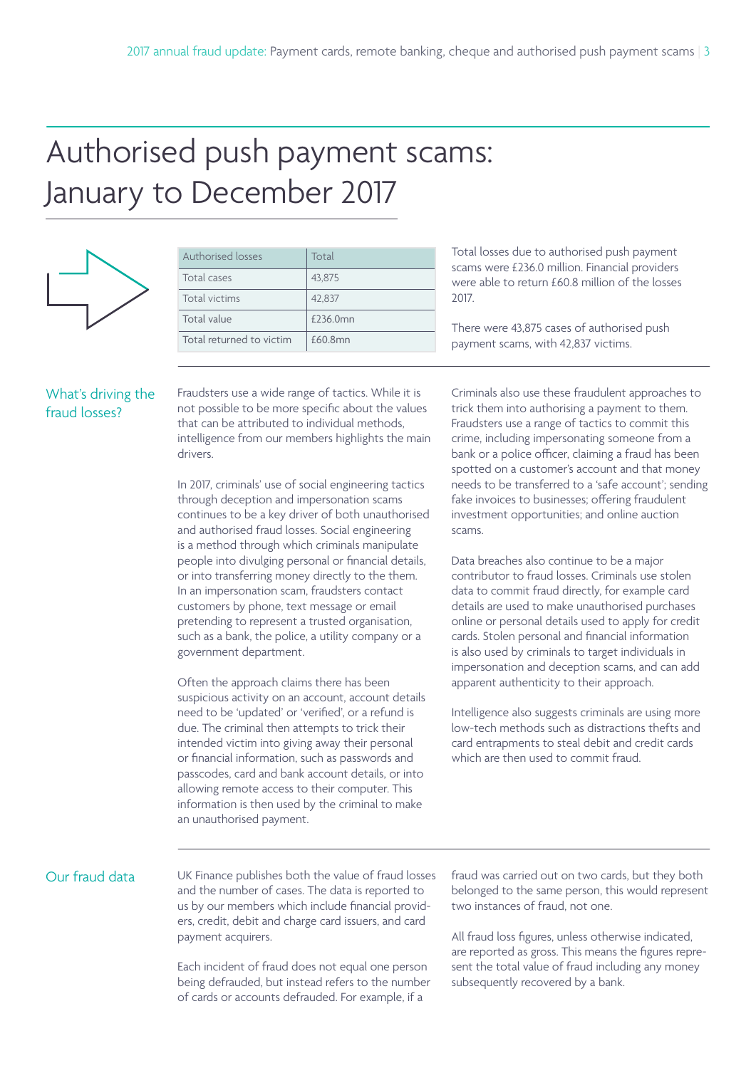# Authorised push payment scams: January to December 2017

| Authorised losses | Total |
|---|---|
| Total cases | 43,875 |
| Total victims | 42,837 |
| Total value | £236.0mn |
| Total returned to victim | £60.8mn |

Total losses due to authorised push payment scams were £236.0 million. Financial providers were able to return £60.8 million of the losses 2017.

There were 43,875 cases of authorised push payment scams, with 42,837 victims.

## What's driving the fraud losses?

Fraudsters use a wide range of tactics. While it is not possible to be more specific about the values that can be attributed to individual methods, intelligence from our members highlights the main drivers.

In 2017, criminals' use of social engineering tactics through deception and impersonation scams continues to be a key driver of both unauthorised and authorised fraud losses. Social engineering is a method through which criminals manipulate people into divulging personal or financial details, or into transferring money directly to the them. In an impersonation scam, fraudsters contact customers by phone, text message or email pretending to represent a trusted organisation, such as a bank, the police, a utility company or a government department.

Often the approach claims there has been suspicious activity on an account, account details need to be 'updated' or 'verified', or a refund is due. The criminal then attempts to trick their intended victim into giving away their personal or financial information, such as passwords and passcodes, card and bank account details, or into allowing remote access to their computer. This information is then used by the criminal to make an unauthorised payment.

Criminals also use these fraudulent approaches to trick them into authorising a payment to them. Fraudsters use a range of tactics to commit this crime, including impersonating someone from a bank or a police officer, claiming a fraud has been spotted on a customer's account and that money needs to be transferred to a 'safe account'; sending fake invoices to businesses; offering fraudulent investment opportunities; and online auction scams.

Data breaches also continue to be a major contributor to fraud losses. Criminals use stolen data to commit fraud directly, for example card details are used to make unauthorised purchases online or personal details used to apply for credit cards. Stolen personal and financial information is also used by criminals to target individuals in impersonation and deception scams, and can add apparent authenticity to their approach.

Intelligence also suggests criminals are using more low-tech methods such as distractions thefts and card entrapments to steal debit and credit cards which are then used to commit fraud.

## Our fraud data

UK Finance publishes both the value of fraud losses and the number of cases. The data is reported to us by our members which include financial providers, credit, debit and charge card issuers, and card payment acquirers.

Each incident of fraud does not equal one person being defrauded, but instead refers to the number of cards or accounts defrauded. For example, if a fraud was carried out on two cards, but they both belonged to the same person, this would represent two instances of fraud, not one.

All fraud loss figures, unless otherwise indicated, are reported as gross. This means the figures represent the total value of fraud including any money subsequently recovered by a bank.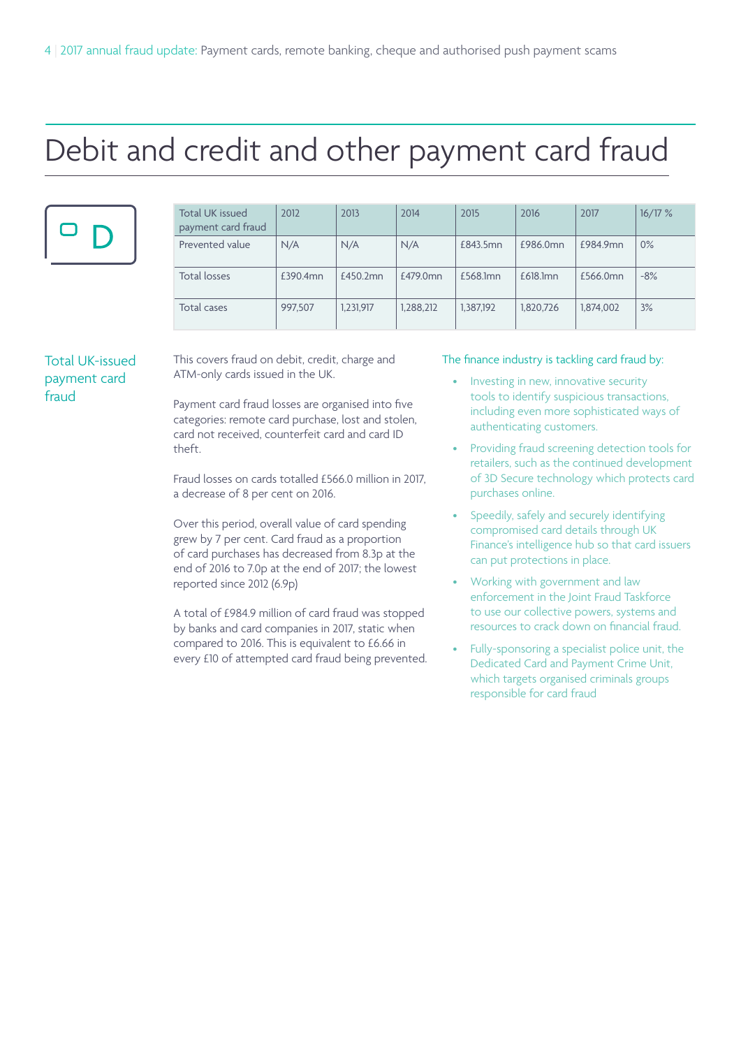# Debit and credit and other payment card fraud

| Total UK issued payment card fraud | 2012 | 2013 | 2014 | 2015 | 2016 | 2017 | 16/17 % |
|---|---|---|---|---|---|---|---|
| Prevented value | N/A | N/A | N/A | £843.5mn | £986.0mn | £984.9mn | 0% |
| Total losses | £390.4mn | £450.2mn | £479.0mn | £568.1mn | £618.1mn | £566.0mn | -8% |
| Total cases | 997,507 | 1,231,917 | 1,288,212 | 1,387,192 | 1,820,726 | 1,874,002 | 3% |

## Total UK-issued payment card fraud

This covers fraud on debit, credit, charge and ATM-only cards issued in the UK.

Payment card fraud losses are organised into five categories: remote card purchase, lost and stolen, card not received, counterfeit card and card ID theft.

Fraud losses on cards totalled £566.0 million in 2017, a decrease of 8 per cent on 2016.

Over this period, overall value of card spending grew by 7 per cent. Card fraud as a proportion of card purchases has decreased from 8.3p at the end of 2016 to 7.0p at the end of 2017; the lowest reported since 2012 (6.9p)

A total of £984.9 million of card fraud was stopped by banks and card companies in 2017, static when compared to 2016. This is equivalent to £6.66 in every £10 of attempted card fraud being prevented.

The finance industry is tackling card fraud by:

- Investing in new, innovative security tools to identify suspicious transactions, including even more sophisticated ways of authenticating customers.
- Providing fraud screening detection tools for retailers, such as the continued development of 3D Secure technology which protects card purchases online.
- Speedily, safely and securely identifying compromised card details through UK Finance's intelligence hub so that card issuers can put protections in place.
- Working with government and law enforcement in the Joint Fraud Taskforce to use our collective powers, systems and resources to crack down on financial fraud.
- Fully-sponsoring a specialist police unit, the Dedicated Card and Payment Crime Unit, which targets organised criminals groups responsible for card fraud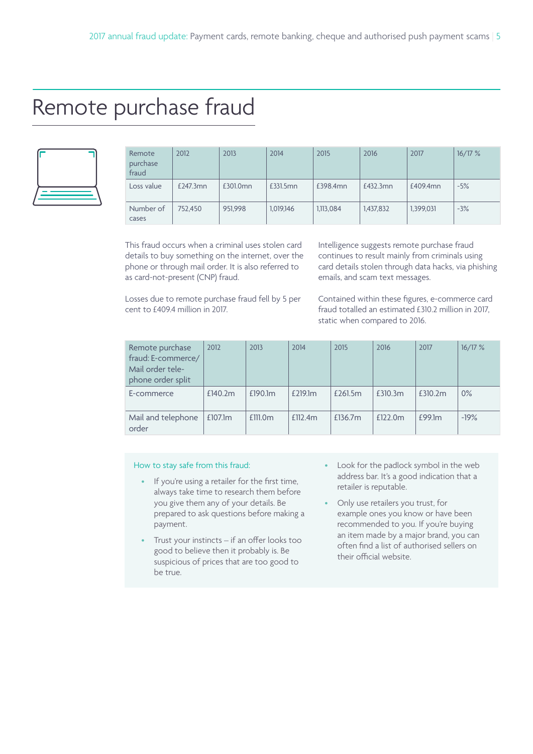# Remote purchase fraud

| Remote purchase fraud | 2012 | 2013 | 2014 | 2015 | 2016 | 2017 | 16/17 % |
|---|---|---|---|---|---|---|---|
| Loss value | £247.3mn | £301.0mn | £331.5mn | £398.4mn | £432.3mn | £409.4mn | -5% |
| Number of cases | 752,450 | 951,998 | 1,019,146 | 1,113,084 | 1,437,832 | 1,399,031 | -3% |

This fraud occurs when a criminal uses stolen card details to buy something on the internet, over the phone or through mail order. It is also referred to as card-not-present (CNP) fraud.

Losses due to remote purchase fraud fell by 5 per cent to £409.4 million in 2017.

Intelligence suggests remote purchase fraud continues to result mainly from criminals using card details stolen through data hacks, via phishing emails, and scam text messages.

Contained within these figures, e-commerce card fraud totalled an estimated £310.2 million in 2017, static when compared to 2016.

| Remote purchase fraud: E-commerce/ Mail order telephone order split | 2012 | 2013 | 2014 | 2015 | 2016 | 2017 | 16/17 % |
|---|---|---|---|---|---|---|---|
| E-commerce | £140.2m | £190.1m | £219.1m | £261.5m | £310.3m | £310.2m | 0% |
| Mail and telephone order | £107.1m | £111.0m | £112.4m | £136.7m | £122.0m | £99.1m | -19% |

How to stay safe from this fraud:

- If you're using a retailer for the first time, always take time to research them before you give them any of your details. Be prepared to ask questions before making a payment.
- Trust your instincts – if an offer looks too good to believe then it probably is. Be suspicious of prices that are too good to be true.
- Look for the padlock symbol in the web address bar. It's a good indication that a retailer is reputable.
- Only use retailers you trust, for example ones you know or have been recommended to you. If you're buying an item made by a major brand, you can often find a list of authorised sellers on their official website.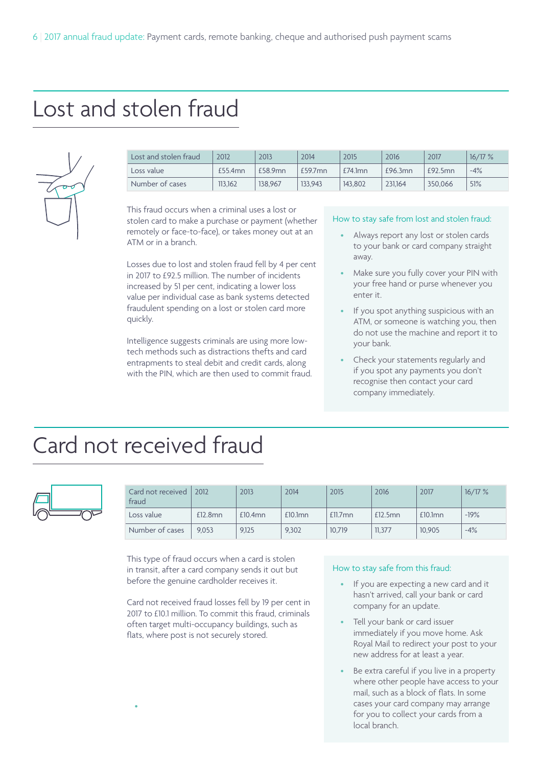# Lost and stolen fraud

| Lost and stolen fraud | 2012 | 2013 | 2014 | 2015 | 2016 | 2017 | 16/17 % |
|---|---|---|---|---|---|---|---|
| Loss value | £55.4mn | £58.9mn | £59.7mn | £74.1mn | £96.3mn | £92.5mn | -4% |
| Number of cases | 113,162 | 138,967 | 133,943 | 143,802 | 231,164 | 350,066 | 51% |

This fraud occurs when a criminal uses a lost or stolen card to make a purchase or payment (whether remotely or face-to-face), or takes money out at an ATM or in a branch.

Losses due to lost and stolen fraud fell by 4 per cent in 2017 to £92.5 million. The number of incidents increased by 51 per cent, indicating a lower loss value per individual case as bank systems detected fraudulent spending on a lost or stolen card more quickly.

Intelligence suggests criminals are using more low-tech methods such as distractions thefts and card entrapments to steal debit and credit cards, along with the PIN, which are then used to commit fraud.

How to stay safe from lost and stolen fraud:

- Always report any lost or stolen cards to your bank or card company straight away.
- Make sure you fully cover your PIN with your free hand or purse whenever you enter it.
- If you spot anything suspicious with an ATM, or someone is watching you, then do not use the machine and report it to your bank.
- Check your statements regularly and if you spot any payments you don't recognise then contact your card company immediately.

# Card not received fraud

| Card not received fraud | 2012 | 2013 | 2014 | 2015 | 2016 | 2017 | 16/17 % |
|---|---|---|---|---|---|---|---|
| Loss value | £12.8mn | £10.4mn | £10.1mn | £11.7mn | £12.5mn | £10.1mn | -19% |
| Number of cases | 9,053 | 9,125 | 9,302 | 10,719 | 11,377 | 10,905 | -4% |

This type of fraud occurs when a card is stolen in transit, after a card company sends it out but before the genuine cardholder receives it.

Card not received fraud losses fell by 19 per cent in 2017 to £10.1 million. To commit this fraud, criminals often target multi-occupancy buildings, such as flats, where post is not securely stored.

How to stay safe from this fraud:

- If you are expecting a new card and it hasn't arrived, call your bank or card company for an update.
- Tell your bank or card issuer immediately if you move home. Ask Royal Mail to redirect your post to your new address for at least a year.
- Be extra careful if you live in a property where other people have access to your mail, such as a block of flats. In some cases your card company may arrange for you to collect your cards from a local branch.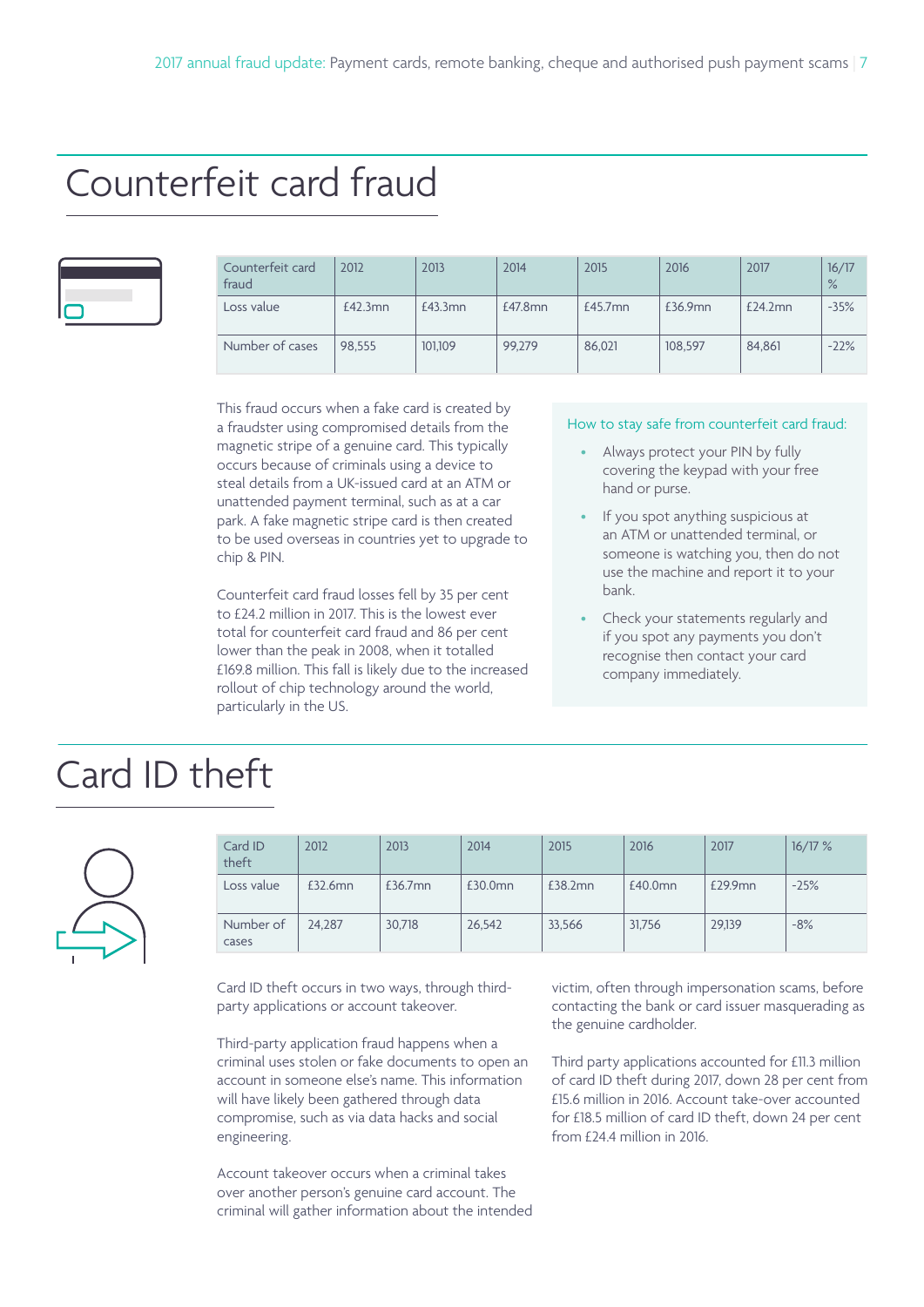# Counterfeit card fraud

| Counterfeit card fraud | 2012 | 2013 | 2014 | 2015 | 2016 | 2017 | 16/17 % |
|---|---|---|---|---|---|---|---|
| Loss value | £42.3mn | £43.3mn | £47.8mn | £45.7mn | £36.9mn | £24.2mn | -35% |
| Number of cases | 98,555 | 101,109 | 99,279 | 86,021 | 108,597 | 84,861 | -22% |

This fraud occurs when a fake card is created by a fraudster using compromised details from the magnetic stripe of a genuine card. This typically occurs because of criminals using a device to steal details from a UK-issued card at an ATM or unattended payment terminal, such as a car park. A fake magnetic stripe card is then created to be used overseas in countries yet to upgrade to chip & PIN.

Counterfeit card fraud losses fell by 35 per cent to £24.2 million in 2017. This is the lowest ever total for counterfeit card fraud and 86 per cent lower than the peak in 2008, when it totalled £169.8 million. This fall is likely due to the increased rollout of chip technology around the world, particularly in the US.

How to stay safe from counterfeit card fraud:

- Always protect your PIN by fully covering the keypad with your free hand or purse.
- If you spot anything suspicious at an ATM or unattended terminal, or someone is watching you, then do not use the machine and report it to your bank.
- Check your statements regularly and if you spot any payments you don't recognise then contact your card company immediately.

# Card ID theft

| Card ID theft | 2012 | 2013 | 2014 | 2015 | 2016 | 2017 | 16/17 % |
|---|---|---|---|---|---|---|---|
| Loss value | £32.6mn | £36.7mn | £30.0mn | £38.2mn | £40.0mn | £29.9mn | -25% |
| Number of cases | 24,287 | 30,718 | 26,542 | 33,566 | 31,756 | 29,139 | -8% |

Card ID theft occurs in two ways, through third-party applications or account takeover.

Third-party application fraud happens when a criminal uses stolen or fake documents to open an account in someone else's name. This information will have likely been gathered through data compromise, such as via data hacks and social engineering.

Account takeover occurs when a criminal takes over another person's genuine card account. The criminal will gather information about the intended victim, often through impersonation scams, before contacting the bank or card issuer masquerading as the genuine cardholder.

Third party applications accounted for £11.3 million of card ID theft during 2017, down 28 per cent from £15.6 million in 2016. Account take-over accounted for £18.5 million of card ID theft, down 24 per cent from £24.4 million in 2016.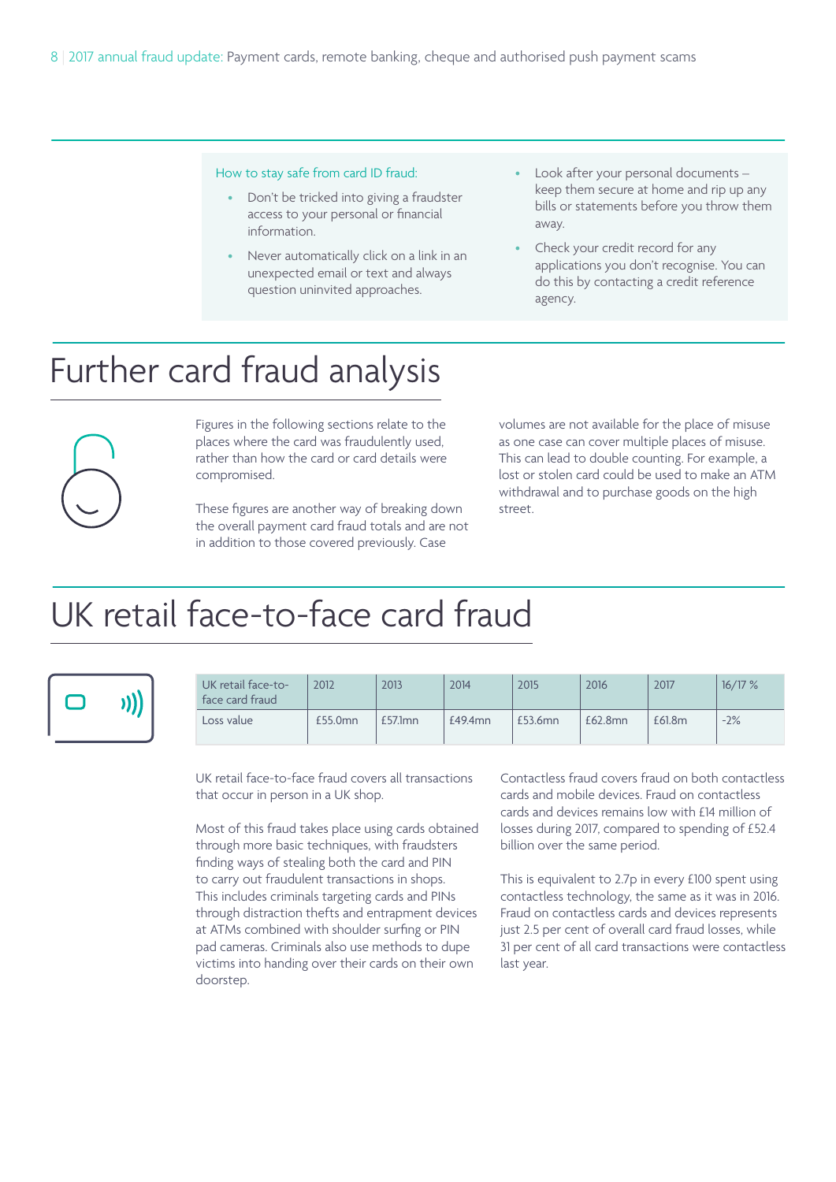How to stay safe from card ID fraud:

- Don't be tricked into giving a fraudster access to your personal or financial information.
- Never automatically click on a link in an unexpected email or text and always question uninvited approaches.
- Look after your personal documents – keep them secure at home and rip up any bills or statements before you throw them away.
- Check your credit record for any applications you don't recognise. You can do this by contacting a credit reference agency.

# Further card fraud analysis

Figures in the following sections relate to the places where the card was fraudulently used, rather than how the card or card details were compromised.

These figures are another way of breaking down the overall payment card fraud totals and are not in addition to those covered previously. Case volumes are not available for the place of misuse as one case can cover multiple places of misuse. This can lead to double counting. For example, a lost or stolen card could be used to make an ATM withdrawal and to purchase goods on the high street.

# UK retail face-to-face card fraud

| UK retail face-to-face card fraud | 2012 | 2013 | 2014 | 2015 | 2016 | 2017 | 16/17 % |
|---|---|---|---|---|---|---|---|
| Loss value | £55.0mn | £57.1mn | £49.4mn | £53.6mn | £62.8mn | £61.8m | -2% |

UK retail face-to-face fraud covers all transactions that occur in person in a UK shop.

Most of this fraud takes place using cards obtained through more basic techniques, with fraudsters finding ways of stealing both the card and PIN to carry out fraudulent transactions in shops. This includes criminals targeting cards and PINs through distraction thefts and entrapment devices at ATMs combined with shoulder surfing or PIN pad cameras. Criminals also use methods to dupe victims into handing over their cards on their own doorstep.

Contactless fraud covers fraud on both contactless cards and mobile devices. Fraud on contactless cards and devices remains low with £14 million of losses during 2017, compared to spending of £52.4 billion over the same period.

This is equivalent to 2.7p in every £100 spent using contactless technology, the same as it was in 2016. Fraud on contactless cards and devices represents just 2.5 per cent of overall card fraud losses, while 31 per cent of all card transactions were contactless last year.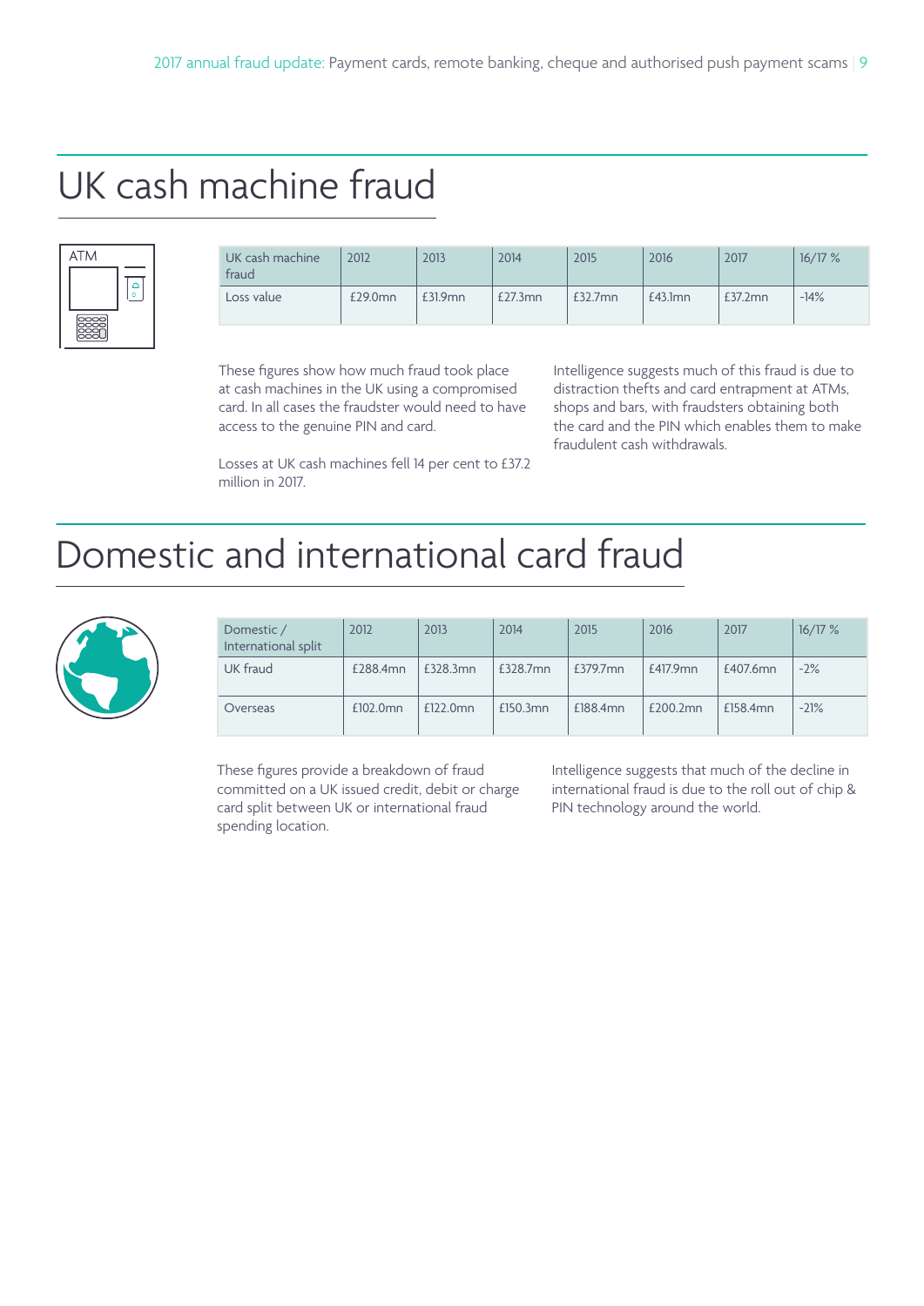# UK cash machine fraud

ATM

| UK cash machine fraud | 2012 | 2013 | 2014 | 2015 | 2016 | 2017 | 16/17 % |
|---|---|---|---|---|---|---|---|
| Loss value | £29.0mn | £31.9mn | £27.3mn | £32.7mn | £43.1mn | £37.2mn | -14% |

These figures show how much fraud took place at cash machines in the UK using a compromised card. In all cases the fraudster would need to have access to the genuine PIN and card.

Losses at UK cash machines fell 14 per cent to £37.2 million in 2017.

Intelligence suggests much of this fraud is due to distraction thefts and card entrapment at ATMs, shops and bars, with fraudsters obtaining both the card and the PIN which enables them to make fraudulent cash withdrawals.

# Domestic and international card fraud

| Domestic / International split | 2012 | 2013 | 2014 | 2015 | 2016 | 2017 | 16/17 % |
|---|---|---|---|---|---|---|---|
| UK fraud | £288.4mn | £328.3mn | £328.7mn | £379.7mn | £417.9mn | £407.6mn | -2% |
| Overseas | £102.0mn | £122.0mn | £150.3mn | £188.4mn | £200.2mn | £158.4mn | -21% |

These figures provide a breakdown of fraud committed on a UK issued credit, debit or charge card split between UK or international fraud spending location.

Intelligence suggests that much of the decline in international fraud is due to the roll out of chip & PIN technology around the world.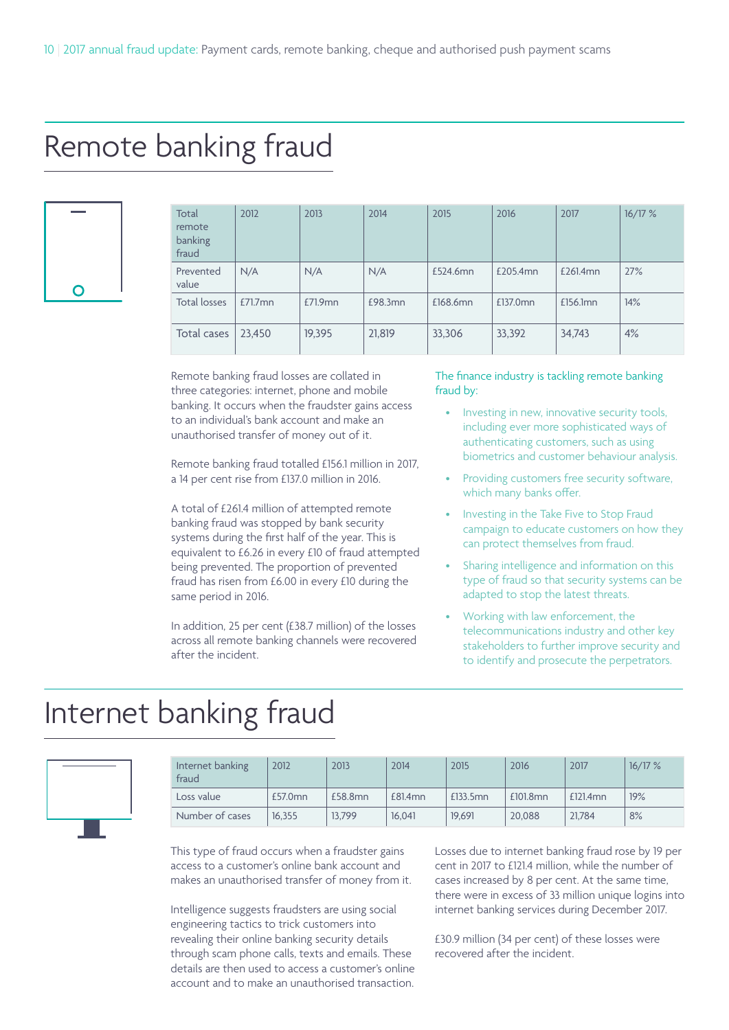# Remote banking fraud

| Total remote banking fraud | 2012 | 2013 | 2014 | 2015 | 2016 | 2017 | 16/17 % |
|---|---|---|---|---|---|---|---|
| Prevented value | N/A | N/A | N/A | £524.6mn | £205.4mn | £261.4mn | 27% |
| Total losses | £71.7mn | £71.9mn | £98.3mn | £168.6mn | £137.0mn | £156.1mn | 14% |
| Total cases | 23,450 | 19,395 | 21,819 | 33,306 | 33,392 | 34,743 | 4% |

Remote banking fraud losses are collated in three categories: internet, phone and mobile banking. It occurs when the fraudster gains access to an individual's bank account and make an unauthorised transfer of money out of it.

Remote banking fraud totalled £156.1 million in 2017, a 14 per cent rise from £137.0 million in 2016.

A total of £261.4 million of attempted remote banking fraud was stopped by bank security systems during the first half of the year. This is equivalent to £6.26 in every £10 of fraud attempted being prevented. The proportion of prevented fraud has risen from £6.00 in every £10 during the same period in 2016.

In addition, 25 per cent (£38.7 million) of the losses across all remote banking channels were recovered after the incident.

The finance industry is tackling remote banking fraud by:

- Investing in new, innovative security tools, including ever more sophisticated ways of authenticating customers, such as using biometrics and customer behaviour analysis.
- Providing customers free security software, which many banks offer.
- Investing in the Take Five to Stop Fraud campaign to educate customers on how they can protect themselves from fraud.
- Sharing intelligence and information on this type of fraud so that security systems can be adapted to stop the latest threats.
- Working with law enforcement, the telecommunications industry and other key stakeholders to further improve security and to identify and prosecute the perpetrators.

# Internet banking fraud

| Internet banking fraud | 2012 | 2013 | 2014 | 2015 | 2016 | 2017 | 16/17 % |
|---|---|---|---|---|---|---|---|
| Loss value | £57.0mn | £58.8mn | £81.4mn | £133.5mn | £101.8mn | £121.4mn | 19% |
| Number of cases | 16,355 | 13,799 | 16,041 | 19,691 | 20,088 | 21,784 | 8% |

This type of fraud occurs when a fraudster gains access to a customer's online bank account and makes an unauthorised transfer of money from it.

Intelligence suggests fraudsters are using social engineering tactics to trick customers into revealing their online banking security details through scam phone calls, texts and emails. These details are then used to access a customer's online account and to make an unauthorised transaction.

Losses due to internet banking fraud rose by 19 per cent in 2017 to £121.4 million, while the number of cases increased by 8 per cent. At the same time, there were in excess of 33 million unique logins into internet banking services during December 2017.

£30.9 million (34 per cent) of these losses were recovered after the incident.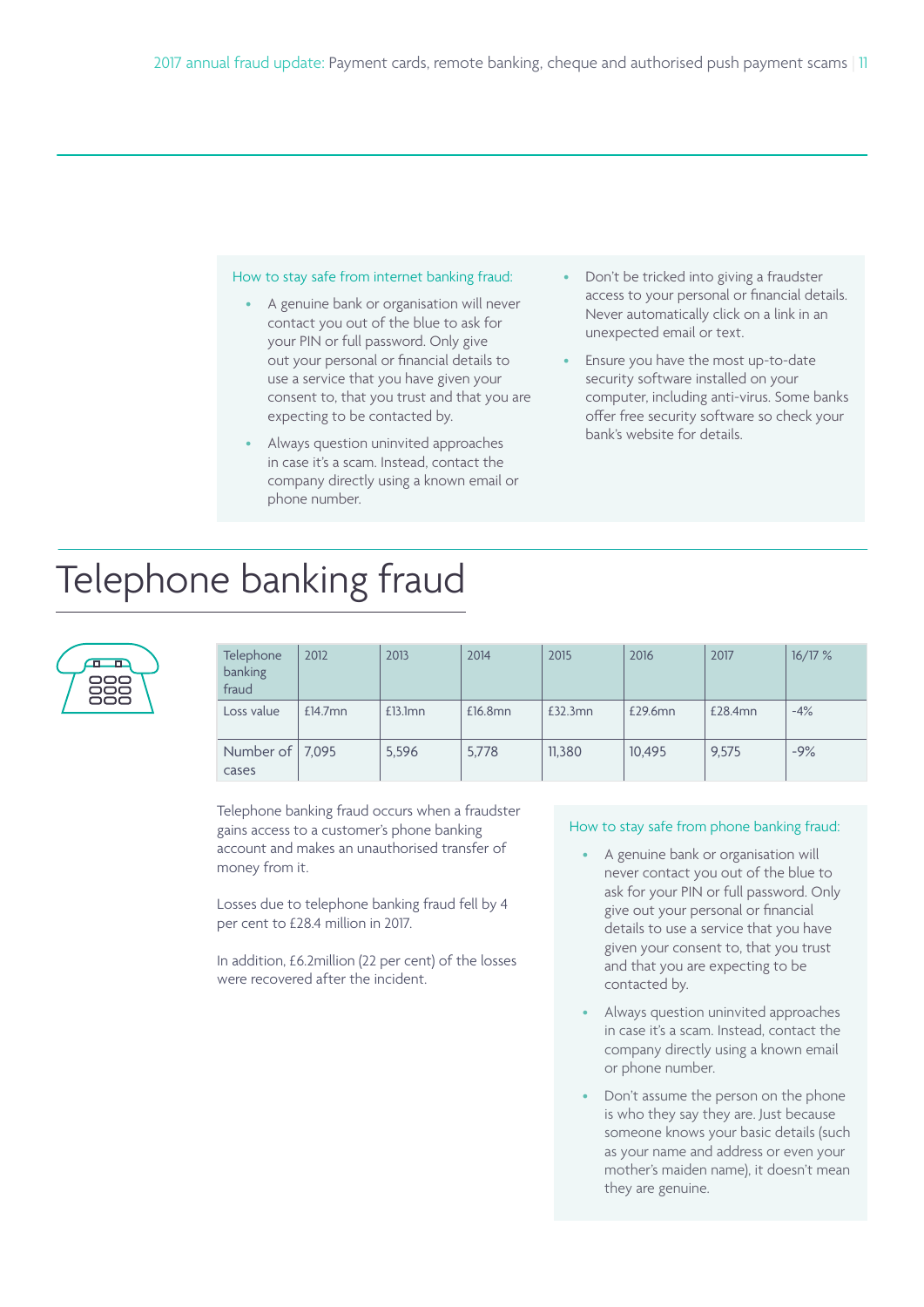How to stay safe from internet banking fraud:

- A genuine bank or organisation will never contact you out of the blue to ask for your PIN or full password. Only give out your personal or financial details to use a service that you have given your consent to, that you trust and that you are expecting to be contacted by.
- Always question uninvited approaches in case it's a scam. Instead, contact the company directly using a known email or phone number.
- Don't be tricked into giving a fraudster access to your personal or financial details. Never automatically click on a link in an unexpected email or text.
- Ensure you have the most up-to-date security software installed on your computer, including anti-virus. Some banks offer free security software so check your bank's website for details.

# Telephone banking fraud

| Telephone banking fraud | 2012 | 2013 | 2014 | 2015 | 2016 | 2017 | 16/17 % |
|---|---|---|---|---|---|---|---|
| Loss value | £14.7mn | £13.1mn | £16.8mn | £32.3mn | £29.6mn | £28.4mn | -4% |
| Number of cases | 7,095 | 5,596 | 5,778 | 11,380 | 10,495 | 9,575 | -9% |

Telephone banking fraud occurs when a fraudster gains access to a customer's phone banking account and makes an unauthorised transfer of money from it.

Losses due to telephone banking fraud fell by 4 per cent to £28.4 million in 2017.

In addition, £6.2million (22 per cent) of the losses were recovered after the incident.

How to stay safe from phone banking fraud:

- A genuine bank or organisation will never contact you out of the blue to ask for your PIN or full password. Only give out your personal or financial details to use a service that you have given your consent to, that you trust and that you are expecting to be contacted by.
- Always question uninvited approaches in case it's a scam. Instead, contact the company directly using a known email or phone number.
- Don't assume the person on the phone is who they say they are. Just because someone knows your basic details (such as your name and address or even your mother's maiden name), it doesn't mean they are genuine.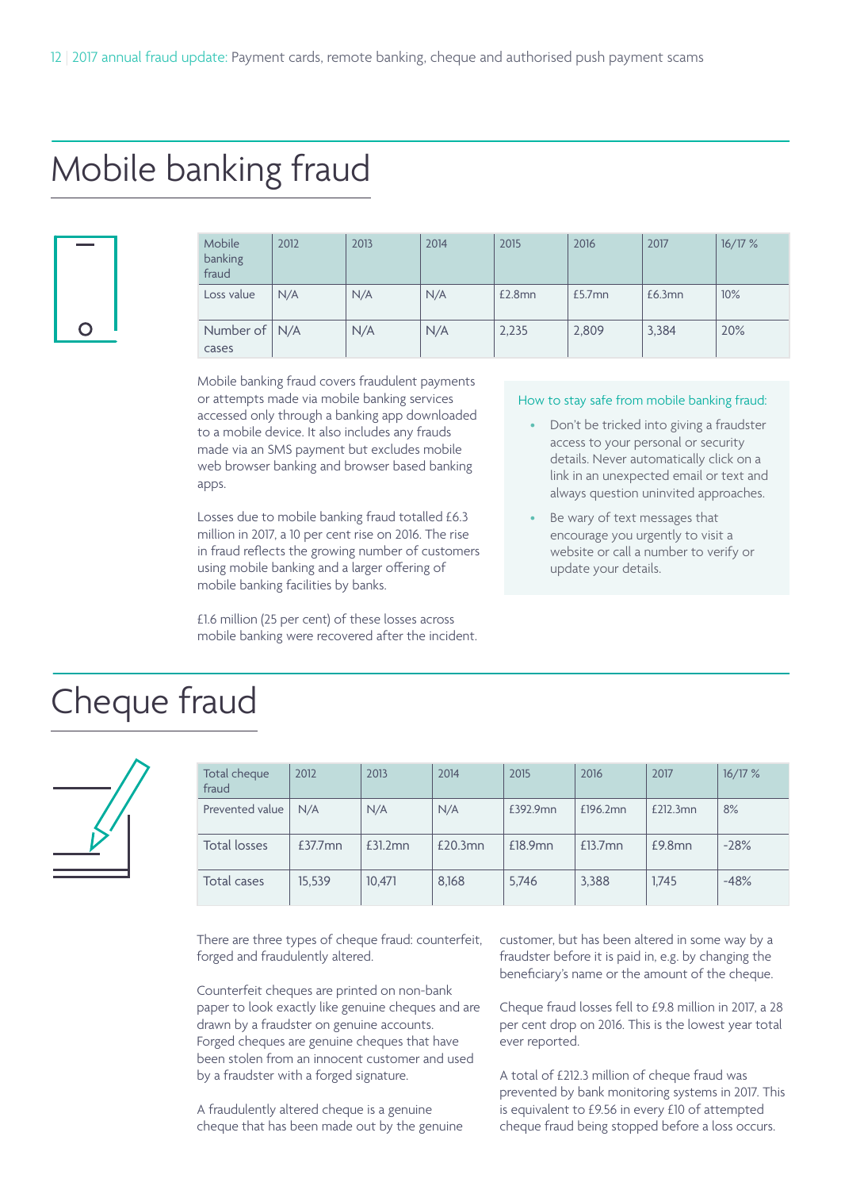# Mobile banking fraud

| Mobile banking fraud | 2012 | 2013 | 2014 | 2015 | 2016 | 2017 | 16/17 % |
|---|---|---|---|---|---|---|---|
| Loss value | N/A | N/A | N/A | £2.8mn | £5.7mn | £6.3mn | 10% |
| Number of cases | N/A | N/A | N/A | 2,235 | 2,809 | 3,384 | 20% |

Mobile banking fraud covers fraudulent payments or attempts made via mobile banking services accessed only through a banking app downloaded to a mobile device. It also includes any frauds made via an SMS payment but excludes mobile web browser banking and browser based banking apps.

Losses due to mobile banking fraud totalled £6.3 million in 2017, a 10 per cent rise on 2016. The rise in fraud reflects the growing number of customers using mobile banking and a larger offering of mobile banking facilities by banks.

£1.6 million (25 per cent) of these losses across mobile banking were recovered after the incident.

How to stay safe from mobile banking fraud:

- Don't be tricked into giving a fraudster access to your personal or security details. Never automatically click on a link in an unexpected email or text and always question uninvited approaches.
- Be wary of text messages that encourage you urgently to visit a website or call a number to verify or update your details.

# Cheque fraud

| Total cheque fraud | 2012 | 2013 | 2014 | 2015 | 2016 | 2017 | 16/17 % |
|---|---|---|---|---|---|---|---|
| Prevented value | N/A | N/A | N/A | £392.9mn | £196.2mn | £212.3mn | 8% |
| Total losses | £37.7mn | £31.2mn | £20.3mn | £18.9mn | £13.7mn | £9.8mn | -28% |
| Total cases | 15,539 | 10,471 | 8,168 | 5,746 | 3,388 | 1,745 | -48% |

There are three types of cheque fraud: counterfeit, forged and fraudulently altered.

Counterfeit cheques are printed on non-bank paper to look exactly like genuine cheques and are drawn by a fraudster on genuine accounts. Forged cheques are genuine cheques that have been stolen from an innocent customer and used by a fraudster with a forged signature.

A fraudulently altered cheque is a genuine cheque that has been made out by the genuine customer, but has been altered in some way by a fraudster before it is paid in, e.g. by changing the beneficiary's name or the amount of the cheque.

Cheque fraud losses fell to £9.8 million in 2017, a 28 per cent drop on 2016. This is the lowest year total ever reported.

A total of £212.3 million of cheque fraud was prevented by bank monitoring systems in 2017. This is equivalent to £9.56 in every £10 of attempted cheque fraud being stopped before a loss occurs.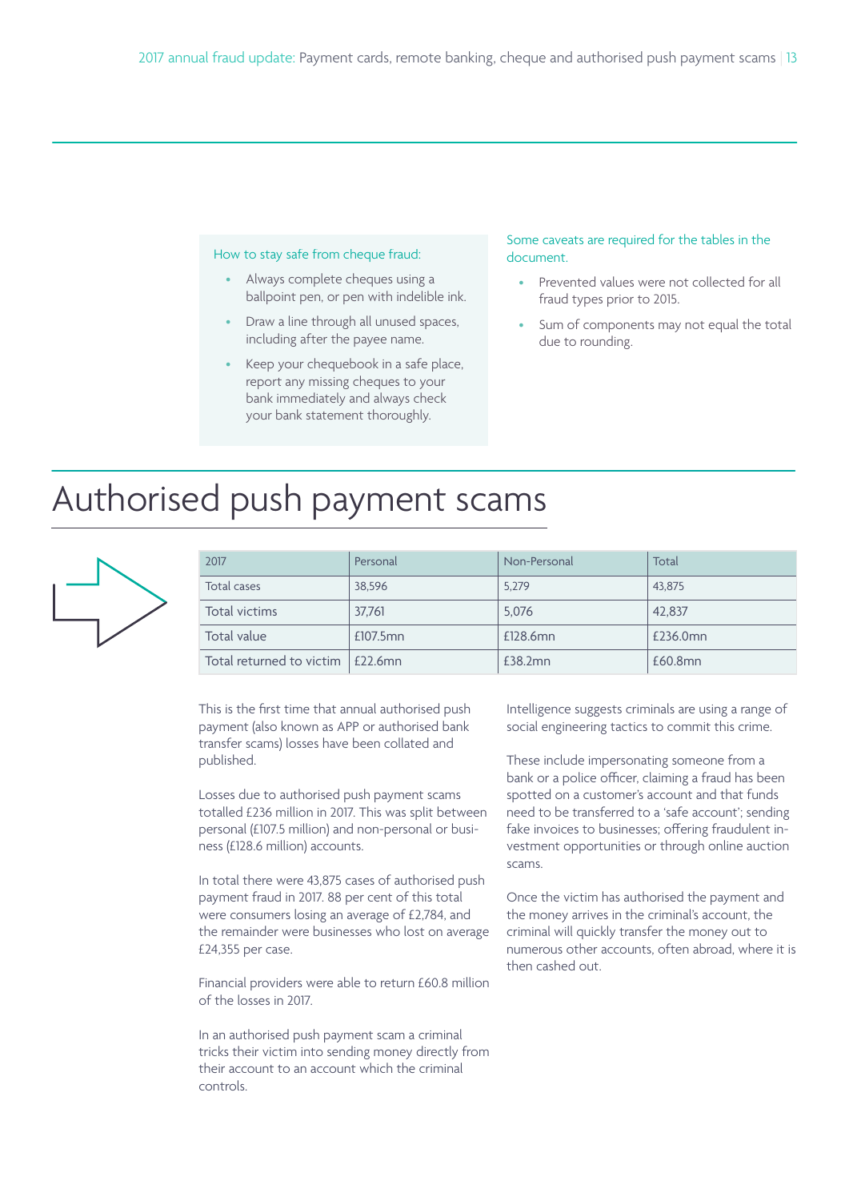How to stay safe from cheque fraud:

- Always complete cheques using a ballpoint pen, or pen with indelible ink.
- Draw a line through all unused spaces, including after the payee name.
- Keep your chequebook in a safe place, report any missing cheques to your bank immediately and always check your bank statement thoroughly.

Some caveats are required for the tables in the document.

- Prevented values were not collected for all fraud types prior to 2015.
- Sum of components may not equal the total due to rounding.

# Authorised push payment scams

| 2017 | Personal | Non-Personal | Total |
|---|---|---|---|
| Total cases | 38,596 | 5,279 | 43,875 |
| Total victims | 37,761 | 5,076 | 42,837 |
| Total value | £107.5mn | £128.6mn | £236.0mn |
| Total returned to victim | £22.6mn | £38.2mn | £60.8mn |

This is the first time that annual authorised push payment (also known as APP or authorised bank transfer scams) losses have been collated and published.

Losses due to authorised push payment scams totalled £236 million in 2017. This was split between personal (£107.5 million) and non-personal or business (£128.6 million) accounts.

In total there were 43,875 cases of authorised push payment fraud in 2017. 88 per cent of this total were consumers losing an average of £2,784, and the remainder were businesses who lost on average £24,355 per case.

Financial providers were able to return £60.8 million of the losses in 2017.

In an authorised push payment scam a criminal tricks their victim into sending money directly from their account to an account which the criminal controls.

Intelligence suggests criminals are using a range of social engineering tactics to commit this crime.

These include impersonating someone from a bank or a police officer, claiming a fraud has been spotted on a customer's account and that funds need to be transferred to a 'safe account'; sending fake invoices to businesses; offering fraudulent investment opportunities or through online auction scams.

Once the victim has authorised the payment and the money arrives in the criminal's account, the criminal will quickly transfer the money out to numerous other accounts, often abroad, where it is then cashed out.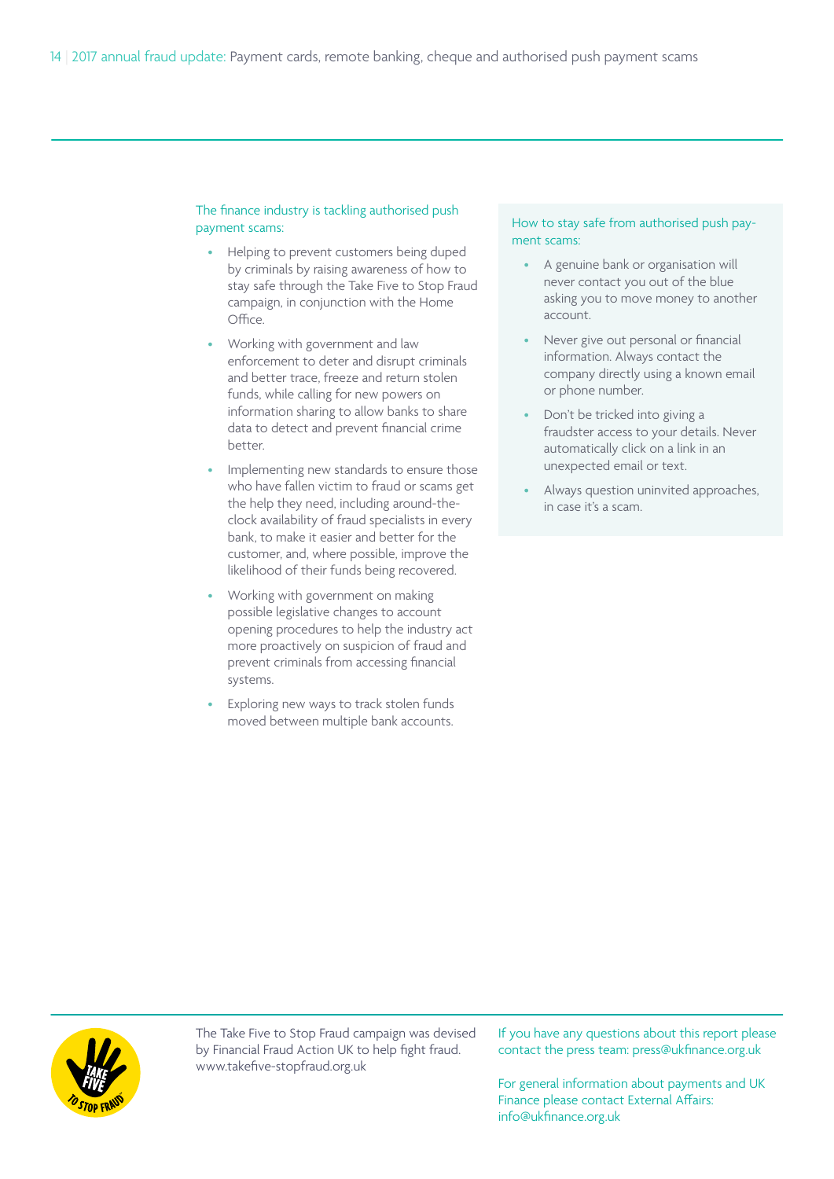### The finance industry is tackling authorised push payment scams:

- Helping to prevent customers being duped by criminals by raising awareness of how to stay safe through the Take Five to Stop Fraud campaign, in conjunction with the Home Office.
- Working with government and law enforcement to deter and disrupt criminals and better trace, freeze and return stolen funds, while calling for new powers on information sharing to allow banks to share data to detect and prevent financial crime better.
- Implementing new standards to ensure those who have fallen victim to fraud or scams get the help they need, including around-the-clock availability of fraud specialists in every bank, to make it easier and better for the customer, and, where possible, improve the likelihood of their funds being recovered.
- Working with government on making possible legislative changes to account opening procedures to help the industry act more proactively on suspicion of fraud and prevent criminals from accessing financial systems.
- Exploring new ways to track stolen funds moved between multiple bank accounts.

### How to stay safe from authorised push payment scams:

- A genuine bank or organisation will never contact you out of the blue asking you to move money to another account.
- Never give out personal or financial information. Always contact the company directly using a known email or phone number.
- Don't be tricked into giving a fraudster access to your details. Never automatically click on a link in an unexpected email or text.
- Always question uninvited approaches, in case it's a scam.

The Take Five to Stop Fraud campaign was devised by Financial Fraud Action UK to help fight fraud. www.takefive-stopfraud.org.uk

If you have any questions about this report please contact the press team: press@ukfinance.org.uk

For general information about payments and UK Finance please contact External Affairs: info@ukfinance.org.uk